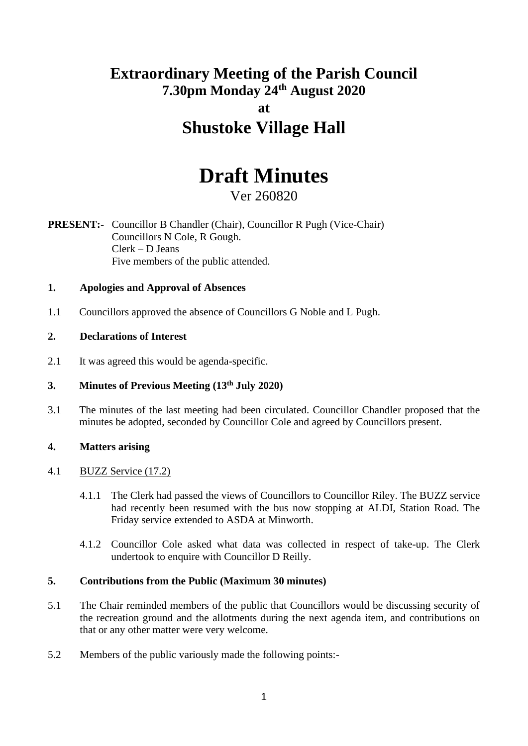# Extraordinary Meeting of the Parish Council

## 7.30pm Monday 24th August 2020

## at

# Shustoke Village Hall

# Draft Minutes

Ver 260820

**PRESENT:-** Councillor B Chandler (Chair), Councillor R Pugh (Vice-Chair)
Councillors N Cole, R Gough.
Clerk – D Jeans
Five members of the public attended.

**1. Apologies and Approval of Absences**

1.1 Councillors approved the absence of Councillors G Noble and L Pugh.

**2. Declarations of Interest**

2.1 It was agreed this would be agenda-specific.

**3. Minutes of Previous Meeting (13th July 2020)**

3.1 The minutes of the last meeting had been circulated. Councillor Chandler proposed that the minutes be adopted, seconded by Councillor Cole and agreed by Councillors present.

**4. Matters arising**

4.1 BUZZ Service (17.2)

4.1.1 The Clerk had passed the views of Councillors to Councillor Riley. The BUZZ service had recently been resumed with the bus now stopping at ALDI, Station Road. The Friday service extended to ASDA at Minworth.

4.1.2 Councillor Cole asked what data was collected in respect of take-up. The Clerk undertook to enquire with Councillor D Reilly.

**5. Contributions from the Public (Maximum 30 minutes)**

5.1 The Chair reminded members of the public that Councillors would be discussing security of the recreation ground and the allotments during the next agenda item, and contributions on that or any other matter were very welcome.

5.2 Members of the public variously made the following points:-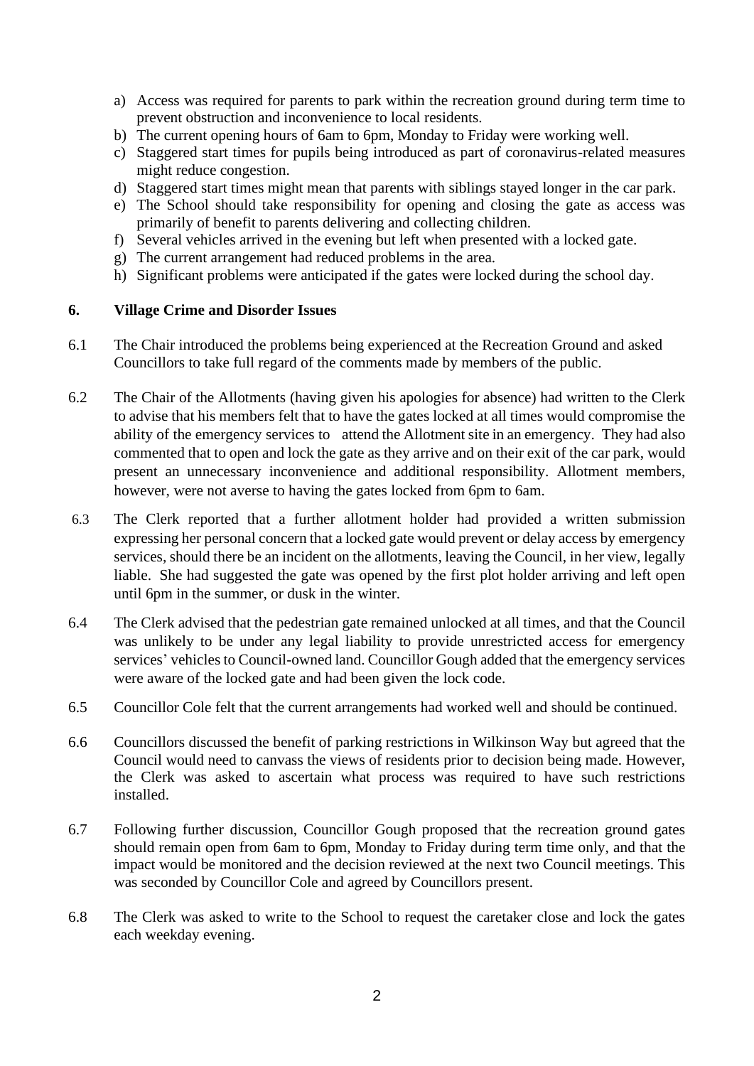a) Access was required for parents to park within the recreation ground during term time to prevent obstruction and inconvenience to local residents.
b) The current opening hours of 6am to 6pm, Monday to Friday were working well.
c) Staggered start times for pupils being introduced as part of coronavirus-related measures might reduce congestion.
d) Staggered start times might mean that parents with siblings stayed longer in the car park.
e) The School should take responsibility for opening and closing the gate as access was primarily of benefit to parents delivering and collecting children.
f) Several vehicles arrived in the evening but left when presented with a locked gate.
g) The current arrangement had reduced problems in the area.
h) Significant problems were anticipated if the gates were locked during the school day.

## 6. Village Crime and Disorder Issues

6.1 The Chair introduced the problems being experienced at the Recreation Ground and asked Councillors to take full regard of the comments made by members of the public.

6.2 The Chair of the Allotments (having given his apologies for absence) had written to the Clerk to advise that his members felt that to have the gates locked at all times would compromise the ability of the emergency services to attend the Allotment site in an emergency. They had also commented that to open and lock the gate as they arrive and on their exit of the car park, would present an unnecessary inconvenience and additional responsibility. Allotment members, however, were not averse to having the gates locked from 6pm to 6am.

6.3 The Clerk reported that a further allotment holder had provided a written submission expressing her personal concern that a locked gate would prevent or delay access by emergency services, should there be an incident on the allotments, leaving the Council, in her view, legally liable. She had suggested the gate was opened by the first plot holder arriving and left open until 6pm in the summer, or dusk in the winter.

6.4 The Clerk advised that the pedestrian gate remained unlocked at all times, and that the Council was unlikely to be under any legal liability to provide unrestricted access for emergency services' vehicles to Council-owned land. Councillor Gough added that the emergency services were aware of the locked gate and had been given the lock code.

6.5 Councillor Cole felt that the current arrangements had worked well and should be continued.

6.6 Councillors discussed the benefit of parking restrictions in Wilkinson Way but agreed that the Council would need to canvass the views of residents prior to decision being made. However, the Clerk was asked to ascertain what process was required to have such restrictions installed.

6.7 Following further discussion, Councillor Gough proposed that the recreation ground gates should remain open from 6am to 6pm, Monday to Friday during term time only, and that the impact would be monitored and the decision reviewed at the next two Council meetings. This was seconded by Councillor Cole and agreed by Councillors present.

6.8 The Clerk was asked to write to the School to request the caretaker close and lock the gates each weekday evening.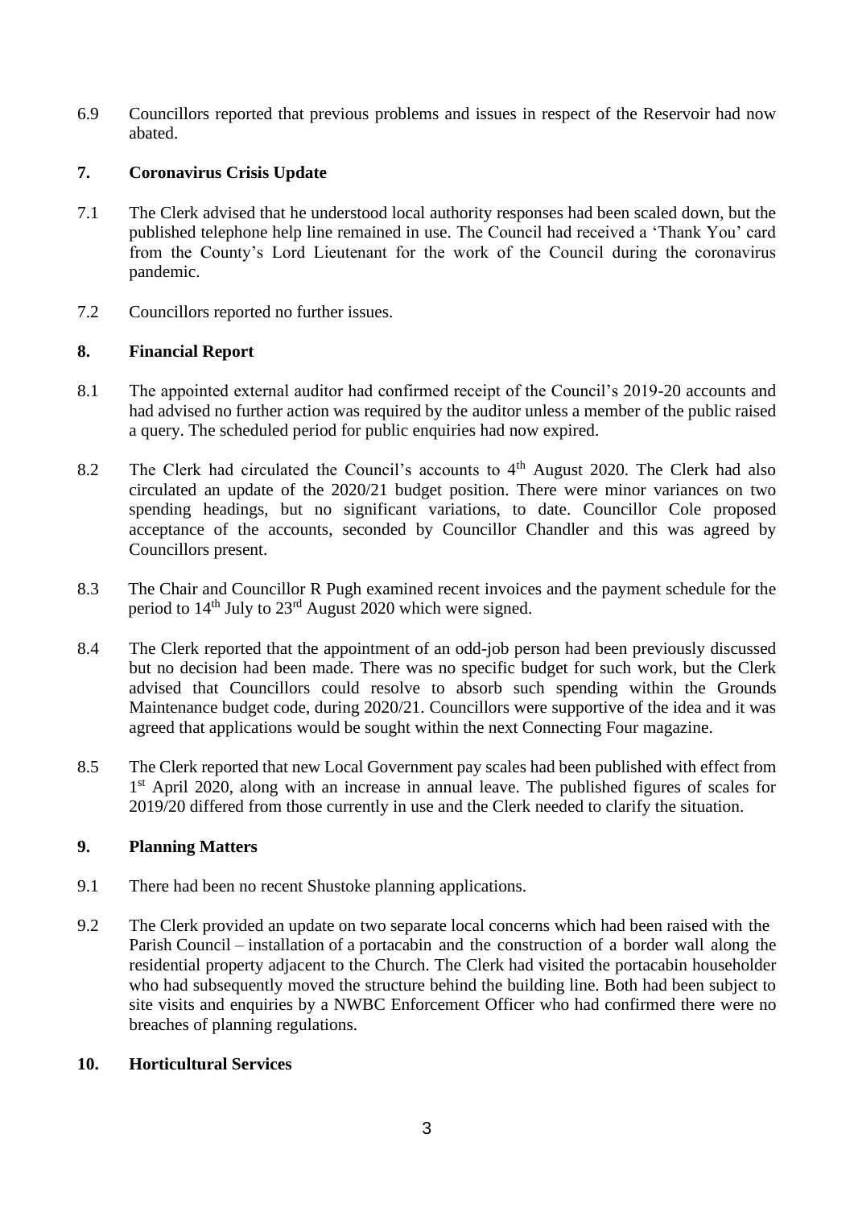6.9 Councillors reported that previous problems and issues in respect of the Reservoir had now abated.

## 7. Coronavirus Crisis Update

7.1 The Clerk advised that he understood local authority responses had been scaled down, but the published telephone help line remained in use. The Council had received a 'Thank You' card from the County's Lord Lieutenant for the work of the Council during the coronavirus pandemic.

7.2 Councillors reported no further issues.

## 8. Financial Report

8.1 The appointed external auditor had confirmed receipt of the Council's 2019-20 accounts and had advised no further action was required by the auditor unless a member of the public raised a query. The scheduled period for public enquiries had now expired.

8.2 The Clerk had circulated the Council's accounts to 4th August 2020. The Clerk had also circulated an update of the 2020/21 budget position. There were minor variances on two spending headings, but no significant variations, to date. Councillor Cole proposed acceptance of the accounts, seconded by Councillor Chandler and this was agreed by Councillors present.

8.3 The Chair and Councillor R Pugh examined recent invoices and the payment schedule for the period to 14th July to 23rd August 2020 which were signed.

8.4 The Clerk reported that the appointment of an odd-job person had been previously discussed but no decision had been made. There was no specific budget for such work, but the Clerk advised that Councillors could resolve to absorb such spending within the Grounds Maintenance budget code, during 2020/21. Councillors were supportive of the idea and it was agreed that applications would be sought within the next Connecting Four magazine.

8.5 The Clerk reported that new Local Government pay scales had been published with effect from 1st April 2020, along with an increase in annual leave. The published figures of scales for 2019/20 differed from those currently in use and the Clerk needed to clarify the situation.

## 9. Planning Matters

9.1 There had been no recent Shustoke planning applications.

9.2 The Clerk provided an update on two separate local concerns which had been raised with the Parish Council – installation of a portacabin and the construction of a border wall along the residential property adjacent to the Church. The Clerk had visited the portacabin householder who had subsequently moved the structure behind the building line. Both had been subject to site visits and enquiries by a NWBC Enforcement Officer who had confirmed there were no breaches of planning regulations.

## 10. Horticultural Services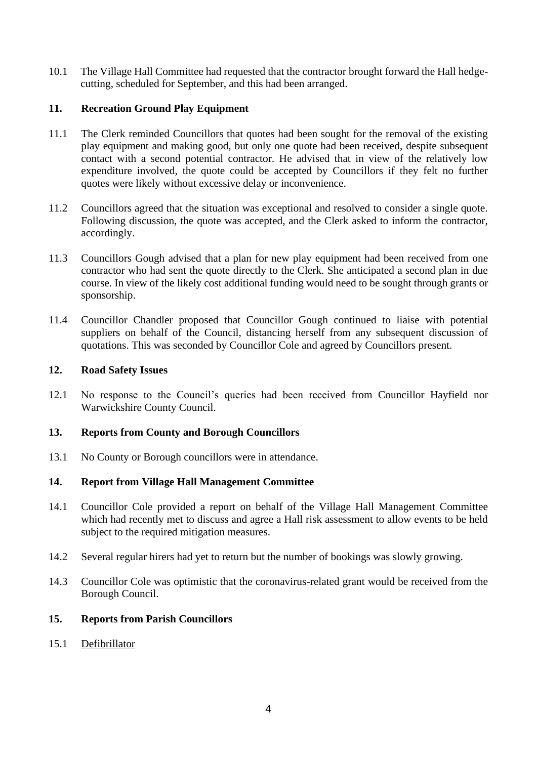10.1 The Village Hall Committee had requested that the contractor brought forward the Hall hedge-cutting, scheduled for September, and this had been arranged.

## 11. Recreation Ground Play Equipment

11.1 The Clerk reminded Councillors that quotes had been sought for the removal of the existing play equipment and making good, but only one quote had been received, despite subsequent contact with a second potential contractor. He advised that in view of the relatively low expenditure involved, the quote could be accepted by Councillors if they felt no further quotes were likely without excessive delay or inconvenience.

11.2 Councillors agreed that the situation was exceptional and resolved to consider a single quote. Following discussion, the quote was accepted, and the Clerk asked to inform the contractor, accordingly.

11.3 Councillors Gough advised that a plan for new play equipment had been received from one contractor who had sent the quote directly to the Clerk. She anticipated a second plan in due course. In view of the likely cost additional funding would need to be sought through grants or sponsorship.

11.4 Councillor Chandler proposed that Councillor Gough continued to liaise with potential suppliers on behalf of the Council, distancing herself from any subsequent discussion of quotations. This was seconded by Councillor Cole and agreed by Councillors present.

## 12. Road Safety Issues

12.1 No response to the Council's queries had been received from Councillor Hayfield nor Warwickshire County Council.

## 13. Reports from County and Borough Councillors

13.1 No County or Borough councillors were in attendance.

## 14. Report from Village Hall Management Committee

14.1 Councillor Cole provided a report on behalf of the Village Hall Management Committee which had recently met to discuss and agree a Hall risk assessment to allow events to be held subject to the required mitigation measures.

14.2 Several regular hirers had yet to return but the number of bookings was slowly growing.

14.3 Councillor Cole was optimistic that the coronavirus-related grant would be received from the Borough Council.

## 15. Reports from Parish Councillors

15.1 Defibrillator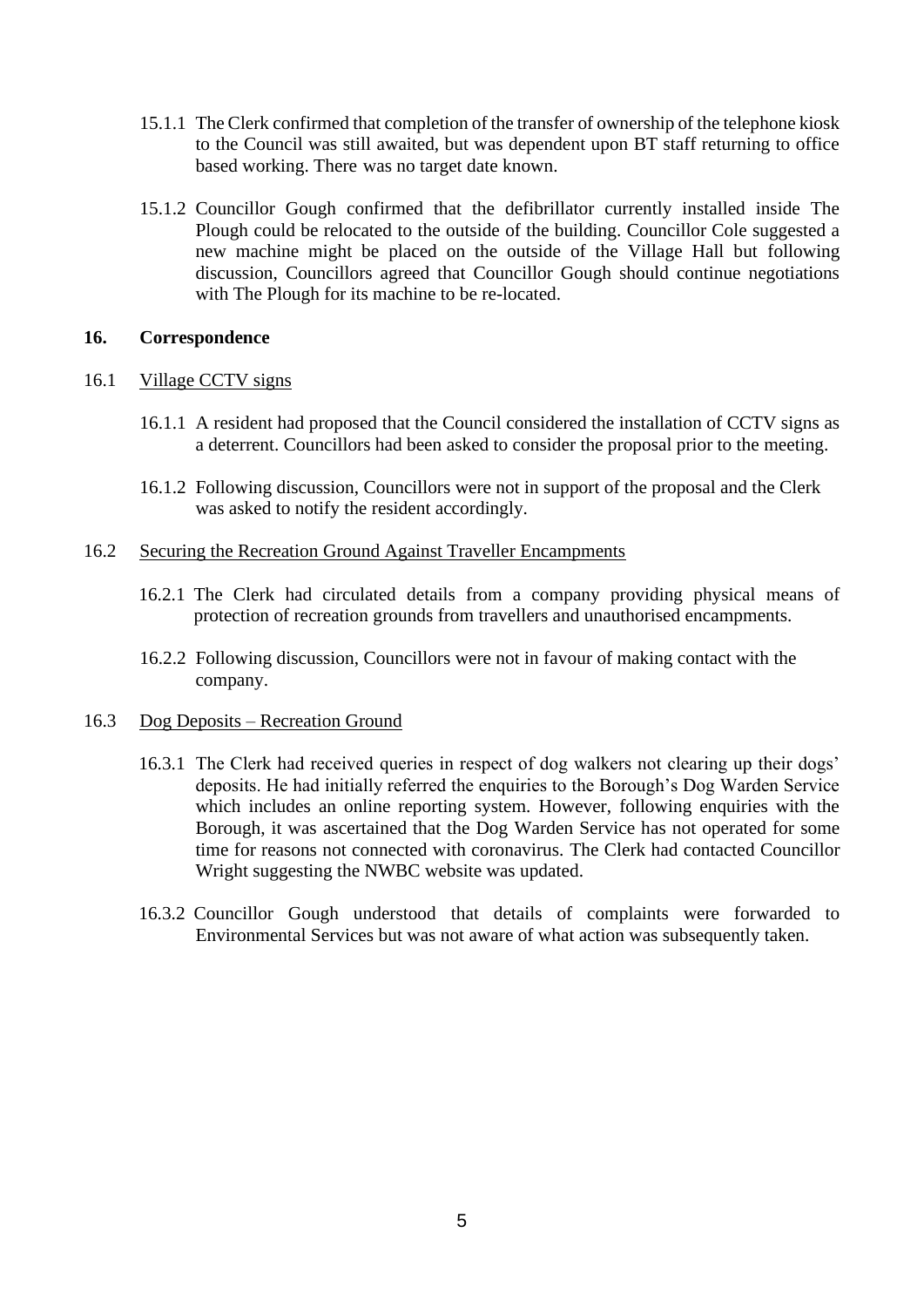15.1.1 The Clerk confirmed that completion of the transfer of ownership of the telephone kiosk to the Council was still awaited, but was dependent upon BT staff returning to office based working. There was no target date known.

15.1.2 Councillor Gough confirmed that the defibrillator currently installed inside The Plough could be relocated to the outside of the building. Councillor Cole suggested a new machine might be placed on the outside of the Village Hall but following discussion, Councillors agreed that Councillor Gough should continue negotiations with The Plough for its machine to be re-located.

## 16. Correspondence

16.1 Village CCTV signs

16.1.1 A resident had proposed that the Council considered the installation of CCTV signs as a deterrent. Councillors had been asked to consider the proposal prior to the meeting.

16.1.2 Following discussion, Councillors were not in support of the proposal and the Clerk was asked to notify the resident accordingly.

16.2 Securing the Recreation Ground Against Traveller Encampments

16.2.1 The Clerk had circulated details from a company providing physical means of protection of recreation grounds from travellers and unauthorised encampments.

16.2.2 Following discussion, Councillors were not in favour of making contact with the company.

16.3 Dog Deposits – Recreation Ground

16.3.1 The Clerk had received queries in respect of dog walkers not clearing up their dogs' deposits. He had initially referred the enquiries to the Borough's Dog Warden Service which includes an online reporting system. However, following enquiries with the Borough, it was ascertained that the Dog Warden Service has not operated for some time for reasons not connected with coronavirus. The Clerk had contacted Councillor Wright suggesting the NWBC website was updated.

16.3.2 Councillor Gough understood that details of complaints were forwarded to Environmental Services but was not aware of what action was subsequently taken.